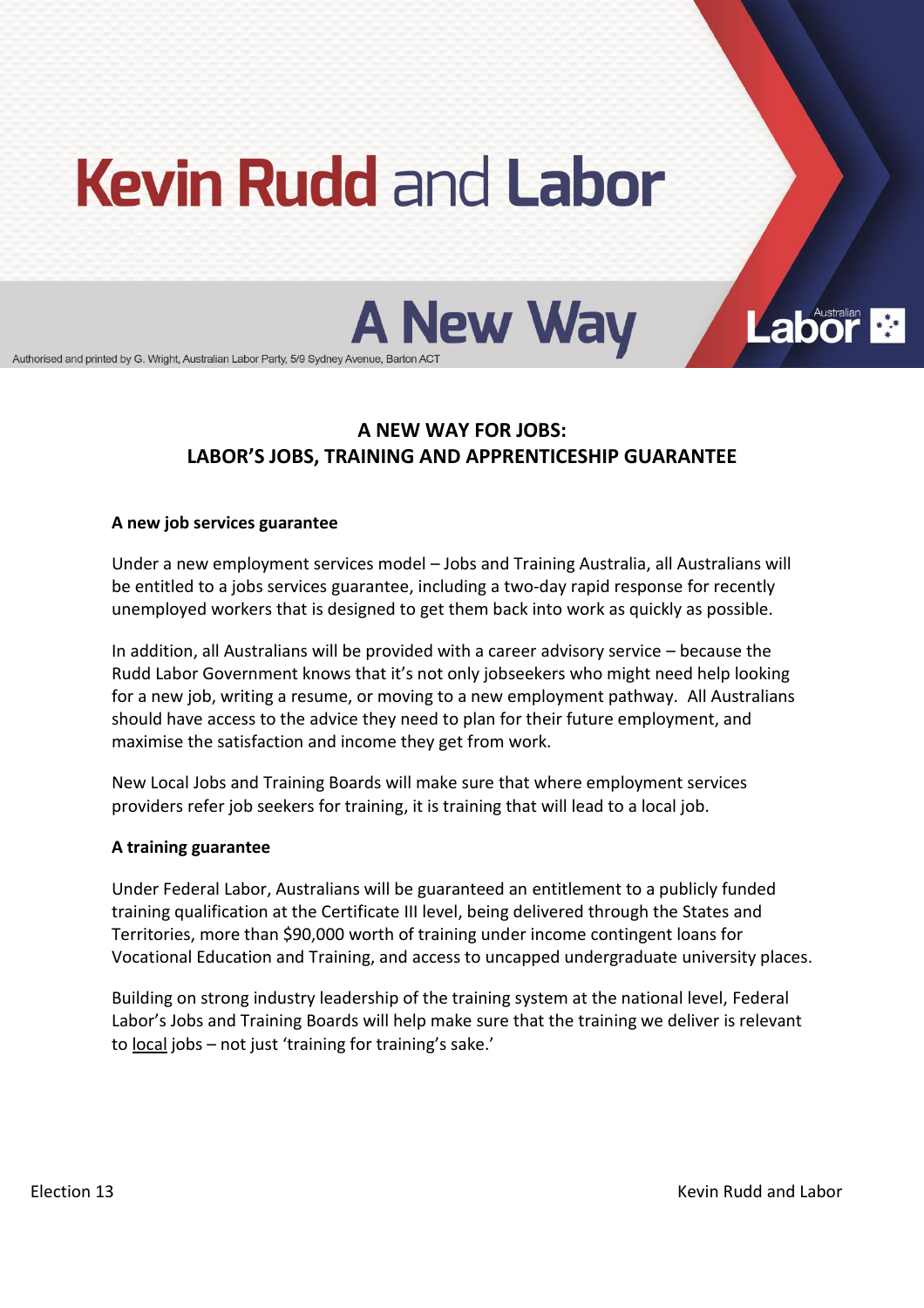# Kevin Rudd and Labor

## A New Way

Authorised and printed by G. Wright, Australian Labor Party, 5/9 Sydney Avenue, Barton ACT

## A NEW WAY FOR JOBS: LABOR'S JOBS, TRAINING AND APPRENTICESHIP GUARANTEE

**A new job services guarantee**

Under a new employment services model – Jobs and Training Australia, all Australians will be entitled to a jobs services guarantee, including a two-day rapid response for recently unemployed workers that is designed to get them back into work as quickly as possible.

In addition, all Australians will be provided with a career advisory service – because the Rudd Labor Government knows that it's not only jobseekers who might need help looking for a new job, writing a resume, or moving to a new employment pathway. All Australians should have access to the advice they need to plan for their future employment, and maximise the satisfaction and income they get from work.

New Local Jobs and Training Boards will make sure that where employment services providers refer job seekers for training, it is training that will lead to a local job.

**A training guarantee**

Under Federal Labor, Australians will be guaranteed an entitlement to a publicly funded training qualification at the Certificate III level, being delivered through the States and Territories, more than $90,000 worth of training under income contingent loans for Vocational Education and Training, and access to uncapped undergraduate university places.

Building on strong industry leadership of the training system at the national level, Federal Labor's Jobs and Training Boards will help make sure that the training we deliver is relevant to local jobs – not just 'training for training's sake.'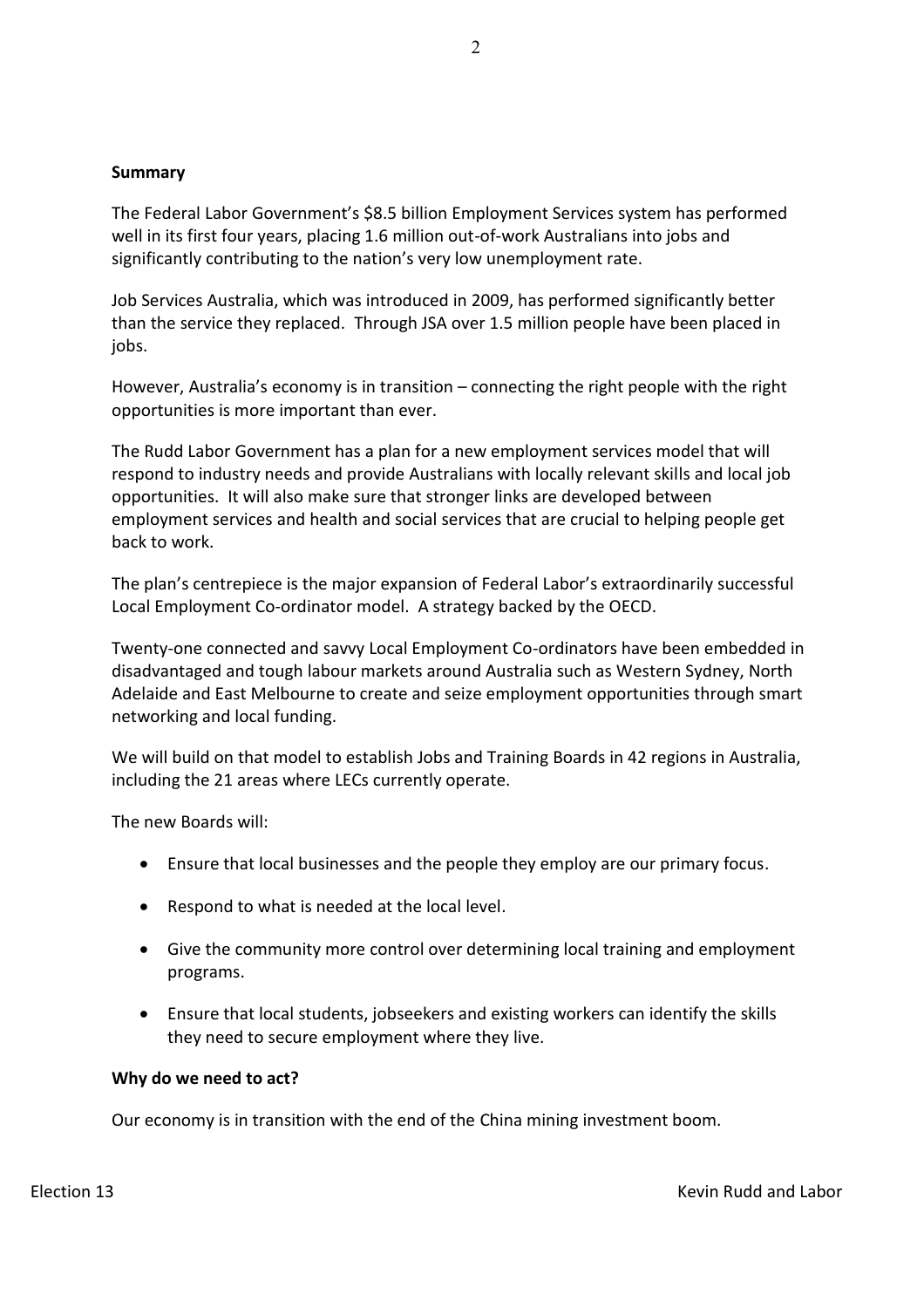**Summary**

The Federal Labor Government's $8.5 billion Employment Services system has performed well in its first four years, placing 1.6 million out-of-work Australians into jobs and significantly contributing to the nation's very low unemployment rate.

Job Services Australia, which was introduced in 2009, has performed significantly better than the service they replaced. Through JSA over 1.5 million people have been placed in jobs.

However, Australia's economy is in transition – connecting the right people with the right opportunities is more important than ever.

The Rudd Labor Government has a plan for a new employment services model that will respond to industry needs and provide Australians with locally relevant skills and local job opportunities. It will also make sure that stronger links are developed between employment services and health and social services that are crucial to helping people get back to work.

The plan's centrepiece is the major expansion of Federal Labor's extraordinarily successful Local Employment Co-ordinator model. A strategy backed by the OECD.

Twenty-one connected and savvy Local Employment Co-ordinators have been embedded in disadvantaged and tough labour markets around Australia such as Western Sydney, North Adelaide and East Melbourne to create and seize employment opportunities through smart networking and local funding.

We will build on that model to establish Jobs and Training Boards in 42 regions in Australia, including the 21 areas where LECs currently operate.

The new Boards will:

- Ensure that local businesses and the people they employ are our primary focus.
- Respond to what is needed at the local level.
- Give the community more control over determining local training and employment programs.
- Ensure that local students, jobseekers and existing workers can identify the skills they need to secure employment where they live.

**Why do we need to act?**

Our economy is in transition with the end of the China mining investment boom.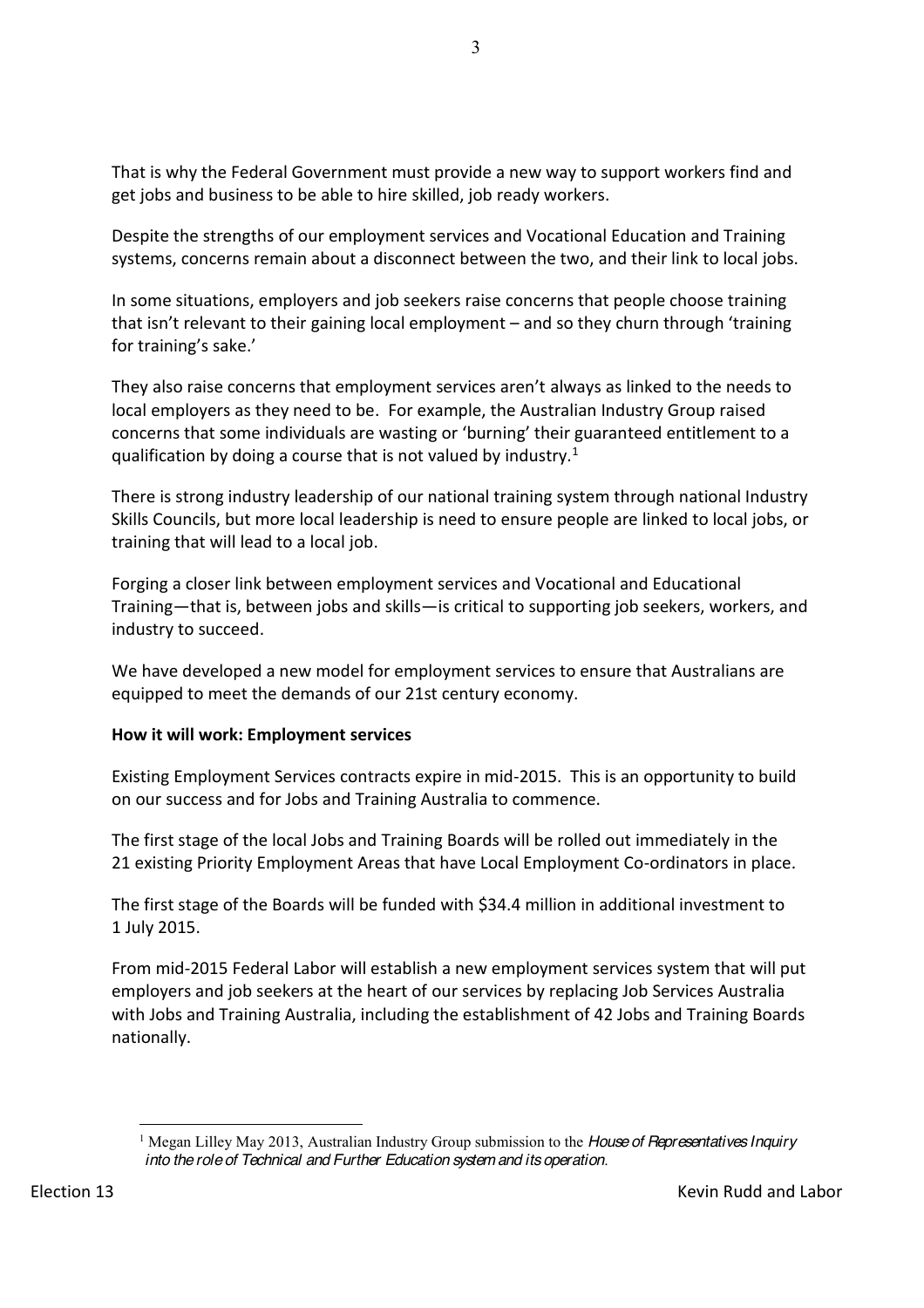That is why the Federal Government must provide a new way to support workers find and get jobs and business to be able to hire skilled, job ready workers.

Despite the strengths of our employment services and Vocational Education and Training systems, concerns remain about a disconnect between the two, and their link to local jobs.

In some situations, employers and job seekers raise concerns that people choose training that isn't relevant to their gaining local employment – and so they churn through 'training for training's sake.'

They also raise concerns that employment services aren't always as linked to the needs to local employers as they need to be. For example, the Australian Industry Group raised concerns that some individuals are wasting or 'burning' their guaranteed entitlement to a qualification by doing a course that is not valued by industry.[1]

There is strong industry leadership of our national training system through national Industry Skills Councils, but more local leadership is need to ensure people are linked to local jobs, or training that will lead to a local job.

Forging a closer link between employment services and Vocational and Educational Training—that is, between jobs and skills—is critical to supporting job seekers, workers, and industry to succeed.

We have developed a new model for employment services to ensure that Australians are equipped to meet the demands of our 21st century economy.

**How it will work: Employment services**

Existing Employment Services contracts expire in mid-2015. This is an opportunity to build on our success and for Jobs and Training Australia to commence.

The first stage of the local Jobs and Training Boards will be rolled out immediately in the 21 existing Priority Employment Areas that have Local Employment Co-ordinators in place.

The first stage of the Boards will be funded with $34.4 million in additional investment to 1 July 2015.

From mid-2015 Federal Labor will establish a new employment services system that will put employers and job seekers at the heart of our services by replacing Job Services Australia with Jobs and Training Australia, including the establishment of 42 Jobs and Training Boards nationally.

[1] Megan Lilley May 2013, Australian Industry Group submission to the *House of Representatives Inquiry into the role of Technical and Further Education system and its operation*.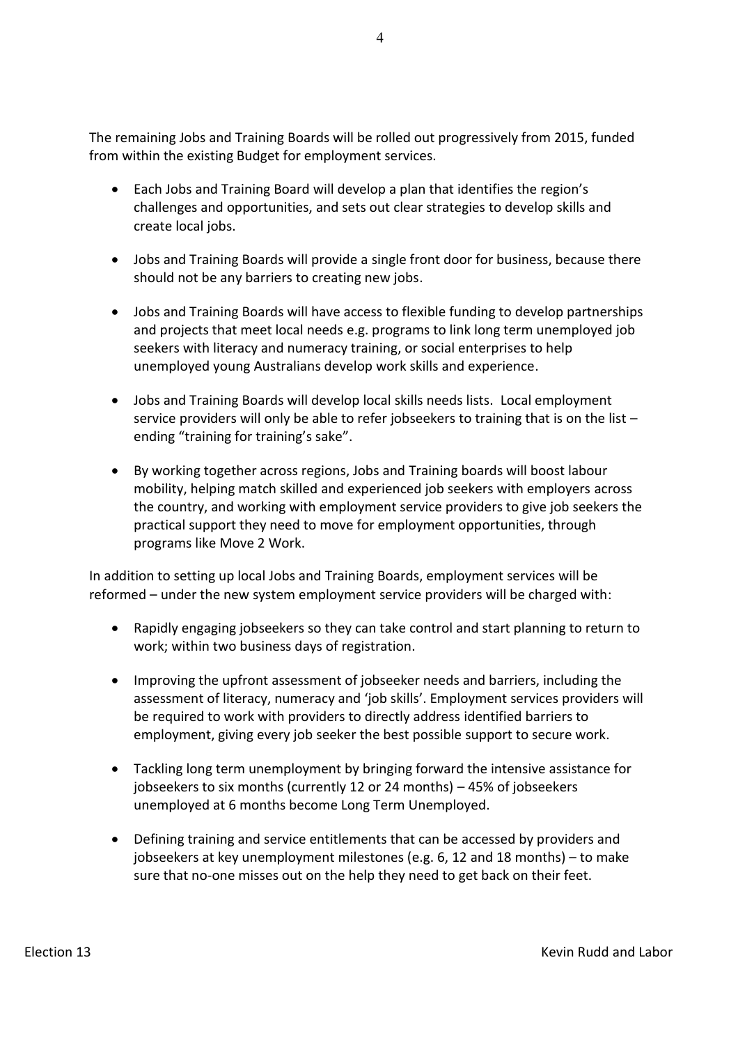The remaining Jobs and Training Boards will be rolled out progressively from 2015, funded from within the existing Budget for employment services.

- Each Jobs and Training Board will develop a plan that identifies the region's challenges and opportunities, and sets out clear strategies to develop skills and create local jobs.

- Jobs and Training Boards will provide a single front door for business, because there should not be any barriers to creating new jobs.

- Jobs and Training Boards will have access to flexible funding to develop partnerships and projects that meet local needs e.g. programs to link long term unemployed job seekers with literacy and numeracy training, or social enterprises to help unemployed young Australians develop work skills and experience.

- Jobs and Training Boards will develop local skills needs lists. Local employment service providers will only be able to refer jobseekers to training that is on the list – ending "training for training's sake".

- By working together across regions, Jobs and Training boards will boost labour mobility, helping match skilled and experienced job seekers with employers across the country, and working with employment service providers to give job seekers the practical support they need to move for employment opportunities, through programs like Move 2 Work.

In addition to setting up local Jobs and Training Boards, employment services will be reformed – under the new system employment service providers will be charged with:

- Rapidly engaging jobseekers so they can take control and start planning to return to work; within two business days of registration.

- Improving the upfront assessment of jobseeker needs and barriers, including the assessment of literacy, numeracy and 'job skills'. Employment services providers will be required to work with providers to directly address identified barriers to employment, giving every job seeker the best possible support to secure work.

- Tackling long term unemployment by bringing forward the intensive assistance for jobseekers to six months (currently 12 or 24 months) – 45% of jobseekers unemployed at 6 months become Long Term Unemployed.

- Defining training and service entitlements that can be accessed by providers and jobseekers at key unemployment milestones (e.g. 6, 12 and 18 months) – to make sure that no-one misses out on the help they need to get back on their feet.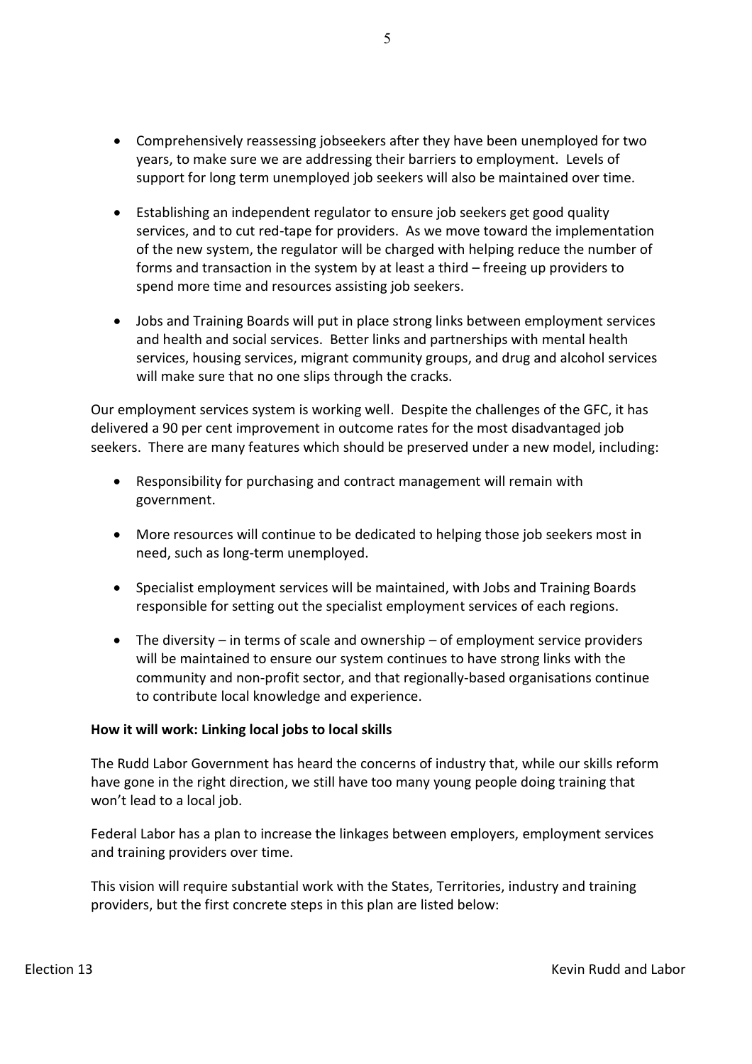- Comprehensively reassessing jobseekers after they have been unemployed for two years, to make sure we are addressing their barriers to employment. Levels of support for long term unemployed job seekers will also be maintained over time.

- Establishing an independent regulator to ensure job seekers get good quality services, and to cut red-tape for providers. As we move toward the implementation of the new system, the regulator will be charged with helping reduce the number of forms and transaction in the system by at least a third – freeing up providers to spend more time and resources assisting job seekers.

- Jobs and Training Boards will put in place strong links between employment services and health and social services. Better links and partnerships with mental health services, housing services, migrant community groups, and drug and alcohol services will make sure that no one slips through the cracks.

Our employment services system is working well. Despite the challenges of the GFC, it has delivered a 90 per cent improvement in outcome rates for the most disadvantaged job seekers. There are many features which should be preserved under a new model, including:

- Responsibility for purchasing and contract management will remain with government.

- More resources will continue to be dedicated to helping those job seekers most in need, such as long-term unemployed.

- Specialist employment services will be maintained, with Jobs and Training Boards responsible for setting out the specialist employment services of each regions.

- The diversity – in terms of scale and ownership – of employment service providers will be maintained to ensure our system continues to have strong links with the community and non-profit sector, and that regionally-based organisations continue to contribute local knowledge and experience.

**How it will work: Linking local jobs to local skills**

The Rudd Labor Government has heard the concerns of industry that, while our skills reform have gone in the right direction, we still have too many young people doing training that won't lead to a local job.

Federal Labor has a plan to increase the linkages between employers, employment services and training providers over time.

This vision will require substantial work with the States, Territories, industry and training providers, but the first concrete steps in this plan are listed below: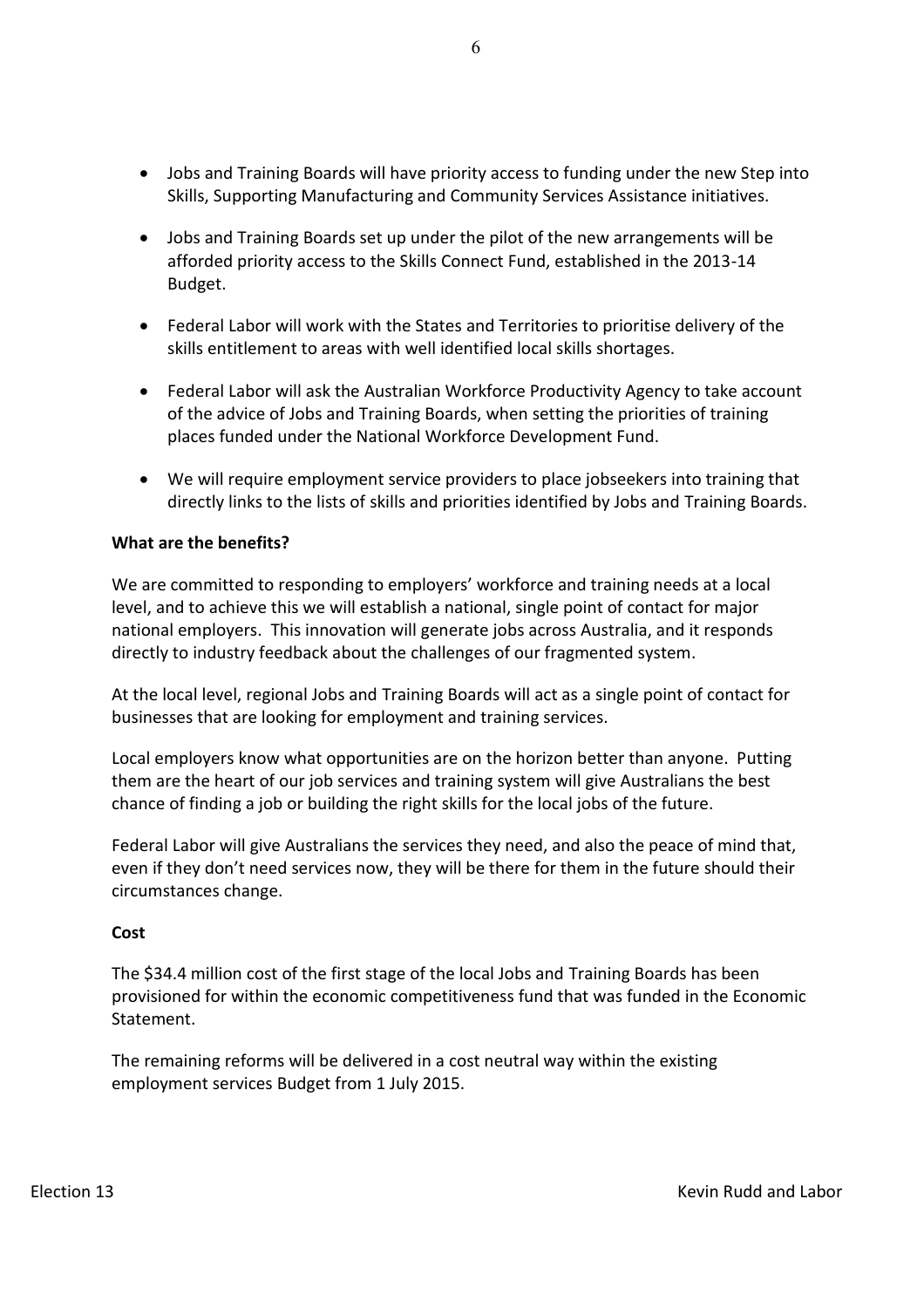- Jobs and Training Boards will have priority access to funding under the new Step into Skills, Supporting Manufacturing and Community Services Assistance initiatives.
- Jobs and Training Boards set up under the pilot of the new arrangements will be afforded priority access to the Skills Connect Fund, established in the 2013-14 Budget.
- Federal Labor will work with the States and Territories to prioritise delivery of the skills entitlement to areas with well identified local skills shortages.
- Federal Labor will ask the Australian Workforce Productivity Agency to take account of the advice of Jobs and Training Boards, when setting the priorities of training places funded under the National Workforce Development Fund.
- We will require employment service providers to place jobseekers into training that directly links to the lists of skills and priorities identified by Jobs and Training Boards.

**What are the benefits?**

We are committed to responding to employers' workforce and training needs at a local level, and to achieve this we will establish a national, single point of contact for major national employers. This innovation will generate jobs across Australia, and it responds directly to industry feedback about the challenges of our fragmented system.

At the local level, regional Jobs and Training Boards will act as a single point of contact for businesses that are looking for employment and training services.

Local employers know what opportunities are on the horizon better than anyone. Putting them are the heart of our job services and training system will give Australians the best chance of finding a job or building the right skills for the local jobs of the future.

Federal Labor will give Australians the services they need, and also the peace of mind that, even if they don't need services now, they will be there for them in the future should their circumstances change.

**Cost**

The $34.4 million cost of the first stage of the local Jobs and Training Boards has been provisioned for within the economic competitiveness fund that was funded in the Economic Statement.

The remaining reforms will be delivered in a cost neutral way within the existing employment services Budget from 1 July 2015.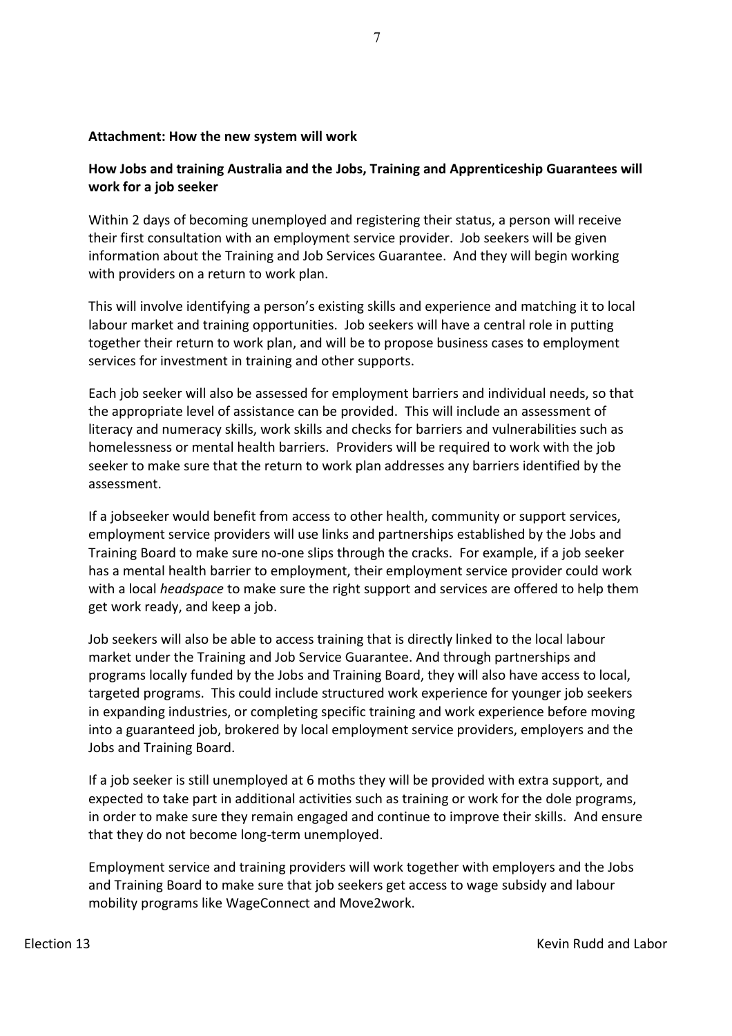**Attachment: How the new system will work**

**How Jobs and training Australia and the Jobs, Training and Apprenticeship Guarantees will work for a job seeker**

Within 2 days of becoming unemployed and registering their status, a person will receive their first consultation with an employment service provider. Job seekers will be given information about the Training and Job Services Guarantee. And they will begin working with providers on a return to work plan.

This will involve identifying a person's existing skills and experience and matching it to local labour market and training opportunities. Job seekers will have a central role in putting together their return to work plan, and will be to propose business cases to employment services for investment in training and other supports.

Each job seeker will also be assessed for employment barriers and individual needs, so that the appropriate level of assistance can be provided. This will include an assessment of literacy and numeracy skills, work skills and checks for barriers and vulnerabilities such as homelessness or mental health barriers. Providers will be required to work with the job seeker to make sure that the return to work plan addresses any barriers identified by the assessment.

If a jobseeker would benefit from access to other health, community or support services, employment service providers will use links and partnerships established by the Jobs and Training Board to make sure no-one slips through the cracks. For example, if a job seeker has a mental health barrier to employment, their employment service provider could work with a local *headspace* to make sure the right support and services are offered to help them get work ready, and keep a job.

Job seekers will also be able to access training that is directly linked to the local labour market under the Training and Job Service Guarantee. And through partnerships and programs locally funded by the Jobs and Training Board, they will also have access to local, targeted programs. This could include structured work experience for younger job seekers in expanding industries, or completing specific training and work experience before moving into a guaranteed job, brokered by local employment service providers, employers and the Jobs and Training Board.

If a job seeker is still unemployed at 6 moths they will be provided with extra support, and expected to take part in additional activities such as training or work for the dole programs, in order to make sure they remain engaged and continue to improve their skills. And ensure that they do not become long-term unemployed.

Employment service and training providers will work together with employers and the Jobs and Training Board to make sure that job seekers get access to wage subsidy and labour mobility programs like WageConnect and Move2work.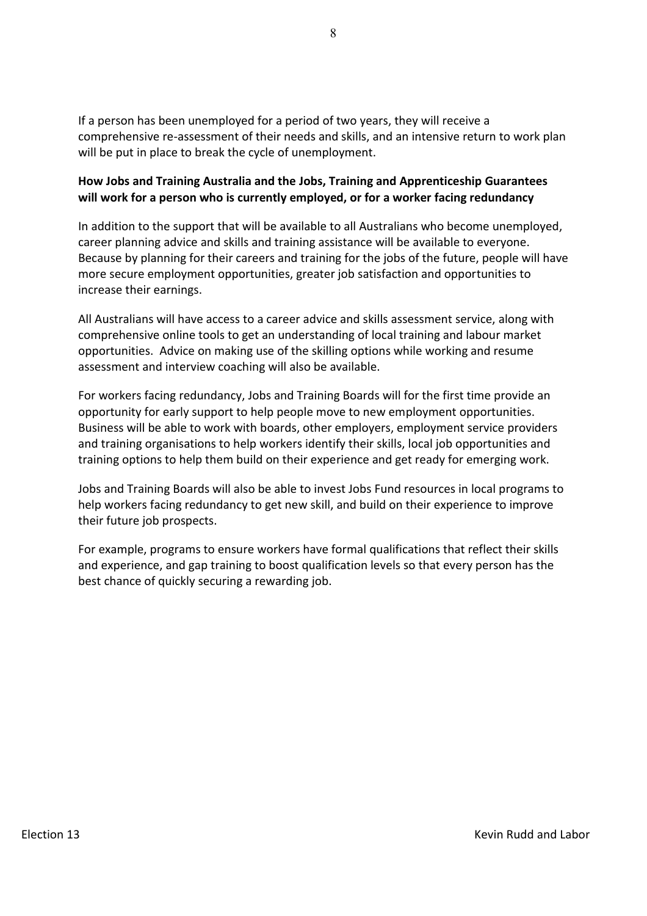If a person has been unemployed for a period of two years, they will receive a comprehensive re-assessment of their needs and skills, and an intensive return to work plan will be put in place to break the cycle of unemployment.

**How Jobs and Training Australia and the Jobs, Training and Apprenticeship Guarantees will work for a person who is currently employed, or for a worker facing redundancy**

In addition to the support that will be available to all Australians who become unemployed, career planning advice and skills and training assistance will be available to everyone. Because by planning for their careers and training for the jobs of the future, people will have more secure employment opportunities, greater job satisfaction and opportunities to increase their earnings.

All Australians will have access to a career advice and skills assessment service, along with comprehensive online tools to get an understanding of local training and labour market opportunities. Advice on making use of the skilling options while working and resume assessment and interview coaching will also be available.

For workers facing redundancy, Jobs and Training Boards will for the first time provide an opportunity for early support to help people move to new employment opportunities. Business will be able to work with boards, other employers, employment service providers and training organisations to help workers identify their skills, local job opportunities and training options to help them build on their experience and get ready for emerging work.

Jobs and Training Boards will also be able to invest Jobs Fund resources in local programs to help workers facing redundancy to get new skill, and build on their experience to improve their future job prospects.

For example, programs to ensure workers have formal qualifications that reflect their skills and experience, and gap training to boost qualification levels so that every person has the best chance of quickly securing a rewarding job.